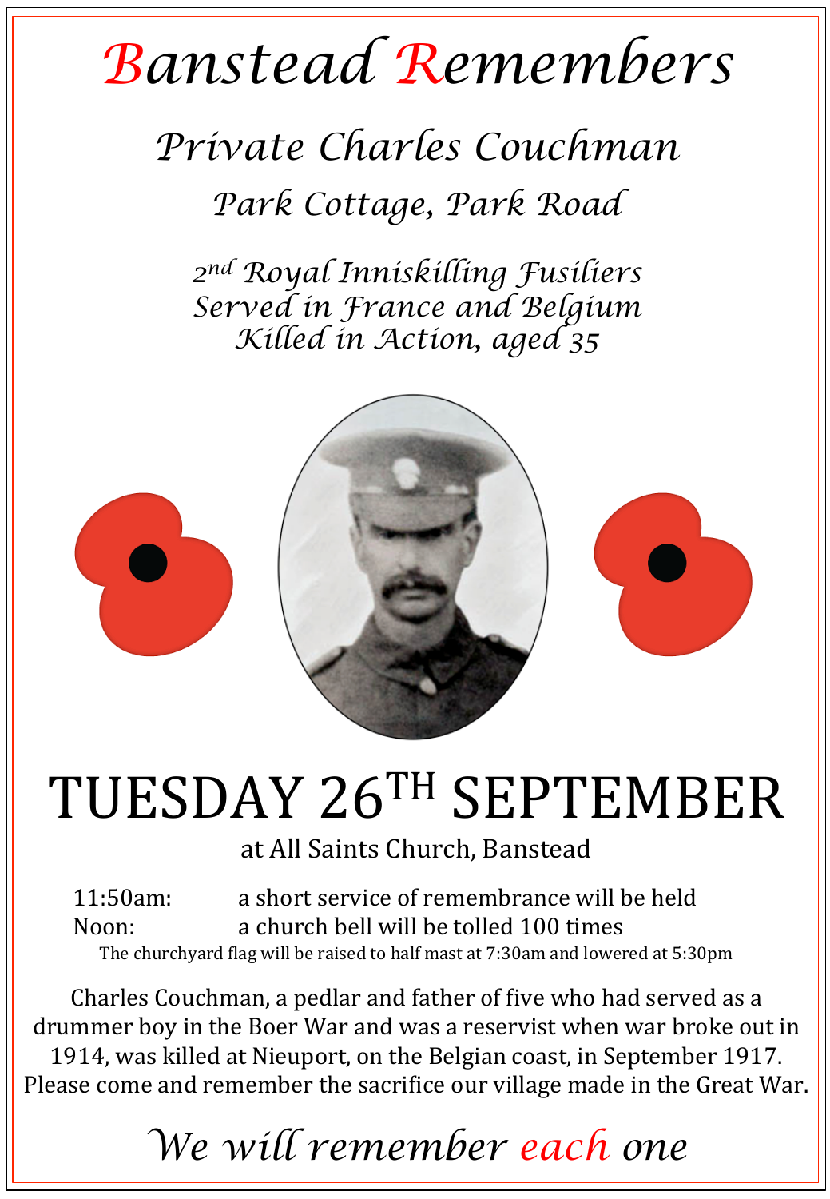# Banstead Remembers

## Private Charles Couchman

### Park Cottage, Park Road

*2nd Royal Inniskilling Fusiliers*
*Served in France and Belgium*
*Killed in Action, aged 35*

# TUESDAY 26TH SEPTEMBER

at All Saints Church, Banstead

11:50am: a short service of remembrance will be held
Noon: a church bell will be tolled 100 times

The churchyard flag will be raised to half mast at 7:30am and lowered at 5:30pm

Charles Couchman, a pedlar and father of five who had served as a drummer boy in the Boer War and was a reservist when war broke out in 1914, was killed at Nieuport, on the Belgian coast, in September 1917. Please come and remember the sacrifice our village made in the Great War.

*We will remember each one*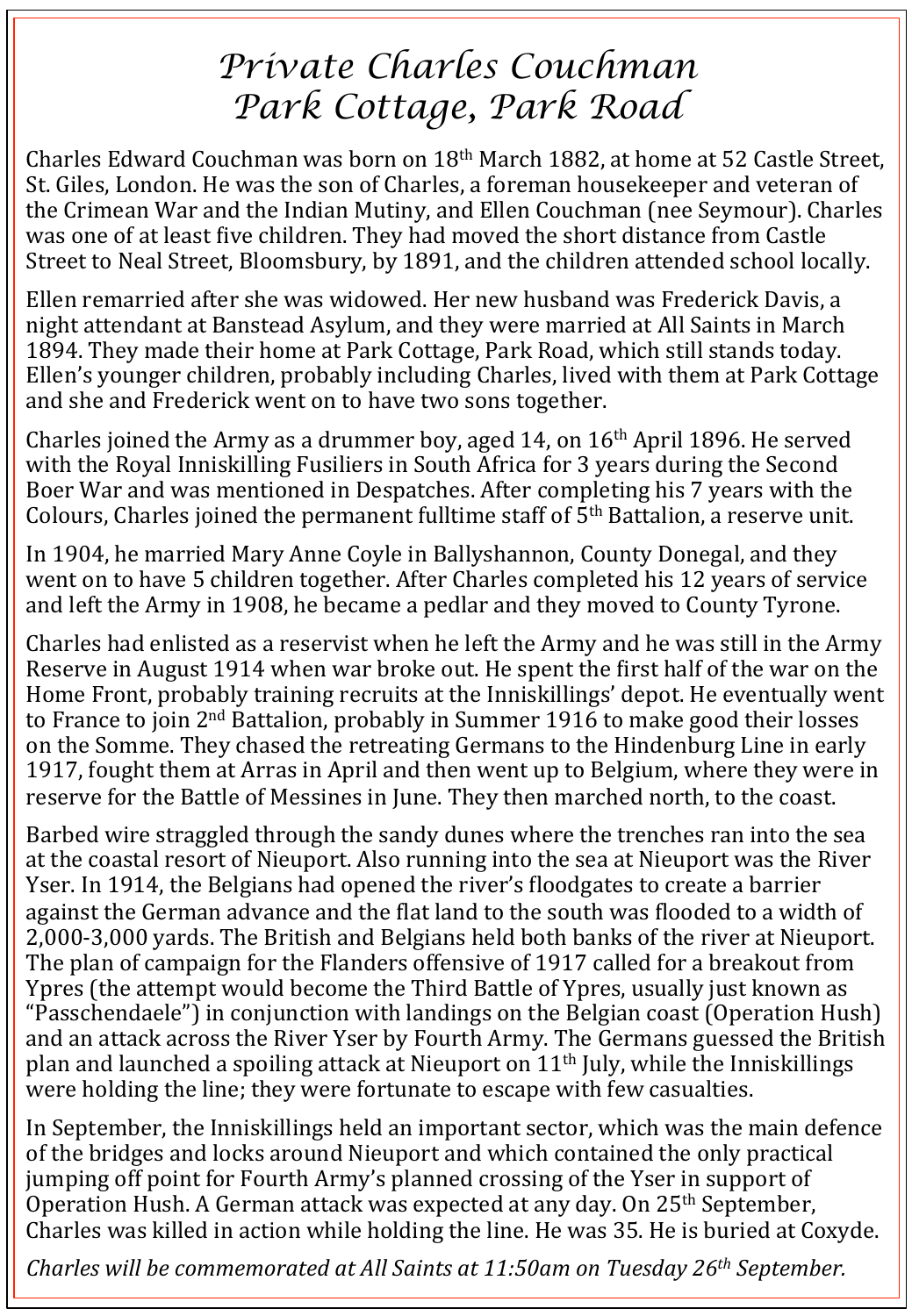# *Private Charles Couchman*
# *Park Cottage, Park Road*

Charles Edward Couchman was born on 18th March 1882, at home at 52 Castle Street, St. Giles, London. He was the son of Charles, a foreman housekeeper and veteran of the Crimean War and the Indian Mutiny, and Ellen Couchman (nee Seymour). Charles was one of at least five children. They had moved the short distance from Castle Street to Neal Street, Bloomsbury, by 1891, and the children attended school locally.

Ellen remarried after she was widowed. Her new husband was Frederick Davis, a night attendant at Banstead Asylum, and they were married at All Saints in March 1894. They made their home at Park Cottage, Park Road, which still stands today. Ellen's younger children, probably including Charles, lived with them at Park Cottage and she and Frederick went on to have two sons together.

Charles joined the Army as a drummer boy, aged 14, on 16th April 1896. He served with the Royal Inniskilling Fusiliers in South Africa for 3 years during the Second Boer War and was mentioned in Despatches. After completing his 7 years with the Colours, Charles joined the permanent fulltime staff of 5th Battalion, a reserve unit.

In 1904, he married Mary Anne Coyle in Ballyshannon, County Donegal, and they went on to have 5 children together. After Charles completed his 12 years of service and left the Army in 1908, he became a pedlar and they moved to County Tyrone.

Charles had enlisted as a reservist when he left the Army and he was still in the Army Reserve in August 1914 when war broke out. He spent the first half of the war on the Home Front, probably training recruits at the Inniskillings' depot. He eventually went to France to join 2nd Battalion, probably in Summer 1916 to make good their losses on the Somme. They chased the retreating Germans to the Hindenburg Line in early 1917, fought them at Arras in April and then went up to Belgium, where they were in reserve for the Battle of Messines in June. They then marched north, to the coast.

Barbed wire straggled through the sandy dunes where the trenches ran into the sea at the coastal resort of Nieuport. Also running into the sea at Nieuport was the River Yser. In 1914, the Belgians had opened the river's floodgates to create a barrier against the German advance and the flat land to the south was flooded to a width of 2,000-3,000 yards. The British and Belgians held both banks of the river at Nieuport. The plan of campaign for the Flanders offensive of 1917 called for a breakout from Ypres (the attempt would become the Third Battle of Ypres, usually just known as "Passchendaele") in conjunction with landings on the Belgian coast (Operation Hush) and an attack across the River Yser by Fourth Army. The Germans guessed the British plan and launched a spoiling attack at Nieuport on 11th July, while the Inniskillings were holding the line; they were fortunate to escape with few casualties.

In September, the Inniskillings held an important sector, which was the main defence of the bridges and locks around Nieuport and which contained the only practical jumping off point for Fourth Army's planned crossing of the Yser in support of Operation Hush. A German attack was expected at any day. On 25th September, Charles was killed in action while holding the line. He was 35. He is buried at Coxyde.

*Charles will be commemorated at All Saints at 11:50am on Tuesday 26th September.*